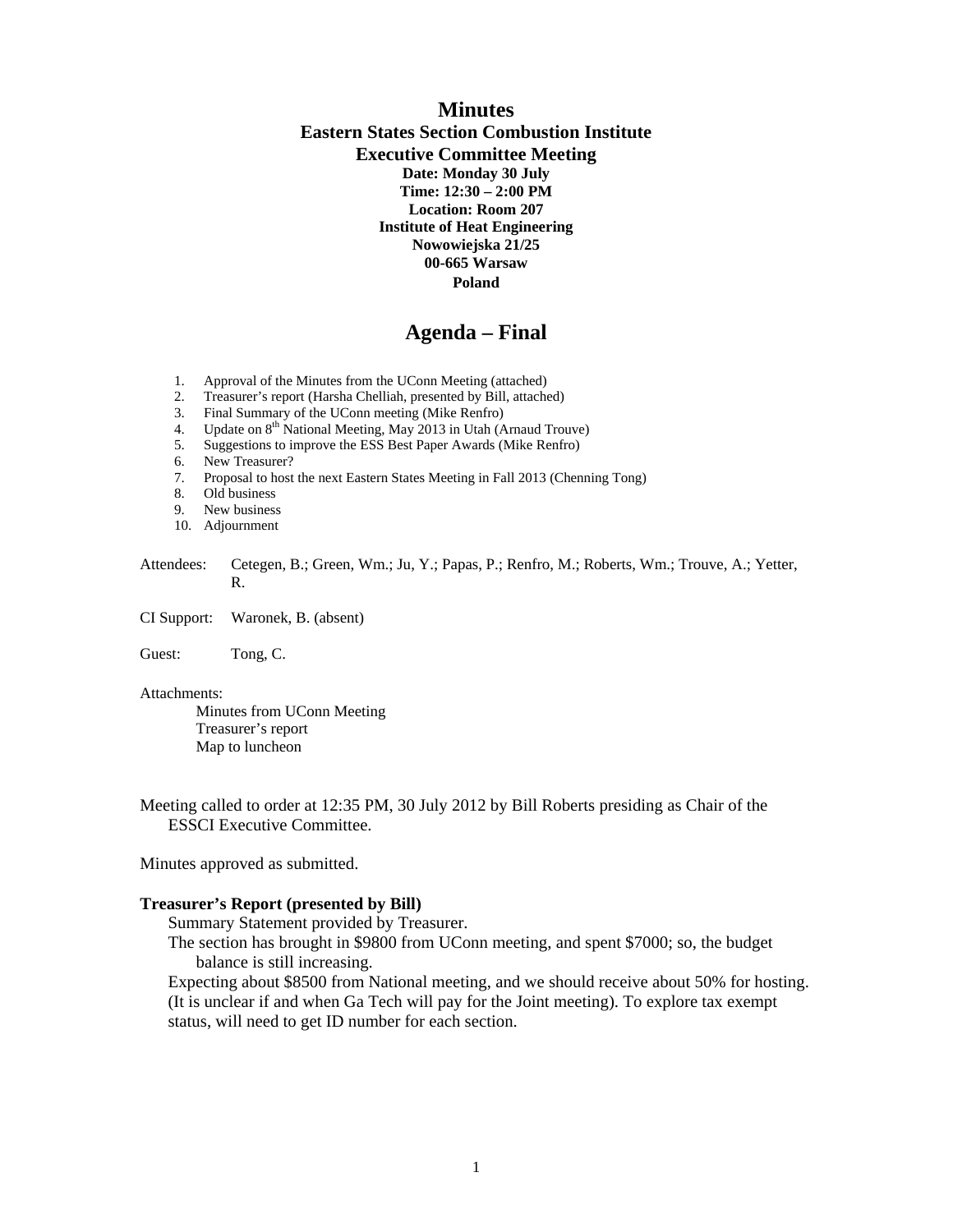# Minutes

## Eastern States Section Combustion Institute
## Executive Committee Meeting

**Date: Monday 30 July**
**Time: 12:30 – 2:00 PM**
**Location: Room 207**
**Institute of Heat Engineering**
**Nowowiejska 21/25**
**00-665 Warsaw**
**Poland**

## Agenda – Final

1. Approval of the Minutes from the UConn Meeting (attached)
2. Treasurer's report (Harsha Chelliah, presented by Bill, attached)
3. Final Summary of the UConn meeting (Mike Renfro)
4. Update on 8th National Meeting, May 2013 in Utah (Arnaud Trouve)
5. Suggestions to improve the ESS Best Paper Awards (Mike Renfro)
6. New Treasurer?
7. Proposal to host the next Eastern States Meeting in Fall 2013 (Chenning Tong)
8. Old business
9. New business
10. Adjournment

Attendees: Cetegen, B.; Green, Wm.; Ju, Y.; Papas, P.; Renfro, M.; Roberts, Wm.; Trouve, A.; Yetter, R.

CI Support: Waronek, B. (absent)

Guest: Tong, C.

Attachments:
- Minutes from UConn Meeting
- Treasurer's report
- Map to luncheon

Meeting called to order at 12:35 PM, 30 July 2012 by Bill Roberts presiding as Chair of the ESSCI Executive Committee.

Minutes approved as submitted.

**Treasurer's Report (presented by Bill)**

Summary Statement provided by Treasurer.

The section has brought in $9800 from UConn meeting, and spent $7000; so, the budget balance is still increasing.

Expecting about $8500 from National meeting, and we should receive about 50% for hosting. (It is unclear if and when Ga Tech will pay for the Joint meeting). To explore tax exempt status, will need to get ID number for each section.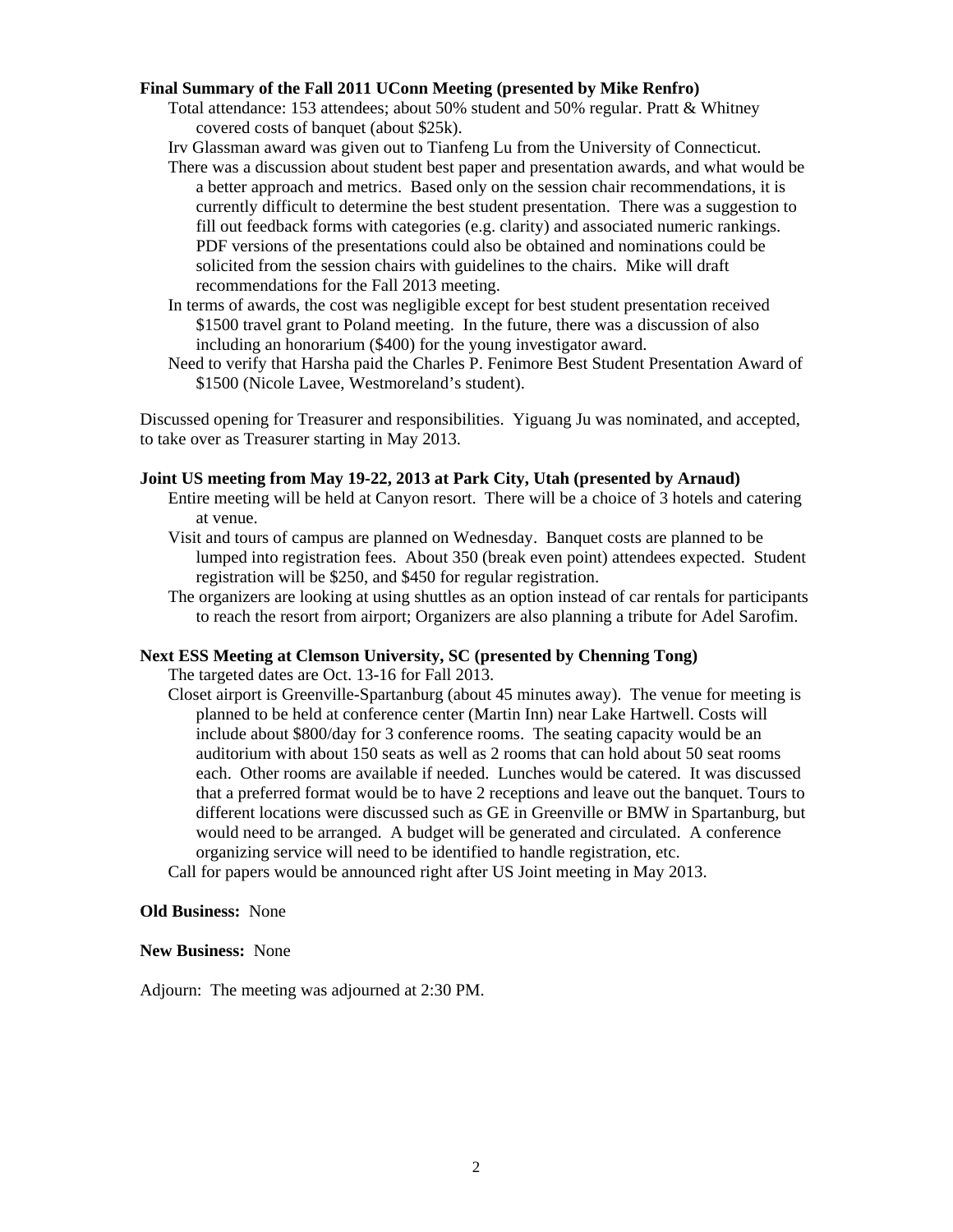**Final Summary of the Fall 2011 UConn Meeting (presented by Mike Renfro)**

Total attendance: 153 attendees; about 50% student and 50% regular. Pratt & Whitney covered costs of banquet (about $25k).

Irv Glassman award was given out to Tianfeng Lu from the University of Connecticut.

There was a discussion about student best paper and presentation awards, and what would be a better approach and metrics. Based only on the session chair recommendations, it is currently difficult to determine the best student presentation. There was a suggestion to fill out feedback forms with categories (e.g. clarity) and associated numeric rankings. PDF versions of the presentations could also be obtained and nominations could be solicited from the session chairs with guidelines to the chairs. Mike will draft recommendations for the Fall 2013 meeting.

In terms of awards, the cost was negligible except for best student presentation received $1500 travel grant to Poland meeting. In the future, there was a discussion of also including an honorarium ($400) for the young investigator award.

Need to verify that Harsha paid the Charles P. Fenimore Best Student Presentation Award of $1500 (Nicole Lavee, Westmoreland's student).

Discussed opening for Treasurer and responsibilities. Yiguang Ju was nominated, and accepted, to take over as Treasurer starting in May 2013.

**Joint US meeting from May 19-22, 2013 at Park City, Utah (presented by Arnaud)**

Entire meeting will be held at Canyon resort. There will be a choice of 3 hotels and catering at venue.

Visit and tours of campus are planned on Wednesday. Banquet costs are planned to be lumped into registration fees. About 350 (break even point) attendees expected. Student registration will be $250, and $450 for regular registration.

The organizers are looking at using shuttles as an option instead of car rentals for participants to reach the resort from airport; Organizers are also planning a tribute for Adel Sarofim.

**Next ESS Meeting at Clemson University, SC (presented by Chenning Tong)**

The targeted dates are Oct. 13-16 for Fall 2013.

Closet airport is Greenville-Spartanburg (about 45 minutes away). The venue for meeting is planned to be held at conference center (Martin Inn) near Lake Hartwell. Costs will include about $800/day for 3 conference rooms. The seating capacity would be an auditorium with about 150 seats as well as 2 rooms that can hold about 50 seat rooms each. Other rooms are available if needed. Lunches would be catered. It was discussed that a preferred format would be to have 2 receptions and leave out the banquet. Tours to different locations were discussed such as GE in Greenville or BMW in Spartanburg, but would need to be arranged. A budget will be generated and circulated. A conference organizing service will need to be identified to handle registration, etc.

Call for papers would be announced right after US Joint meeting in May 2013.

**Old Business:** None

**New Business:** None

Adjourn: The meeting was adjourned at 2:30 PM.